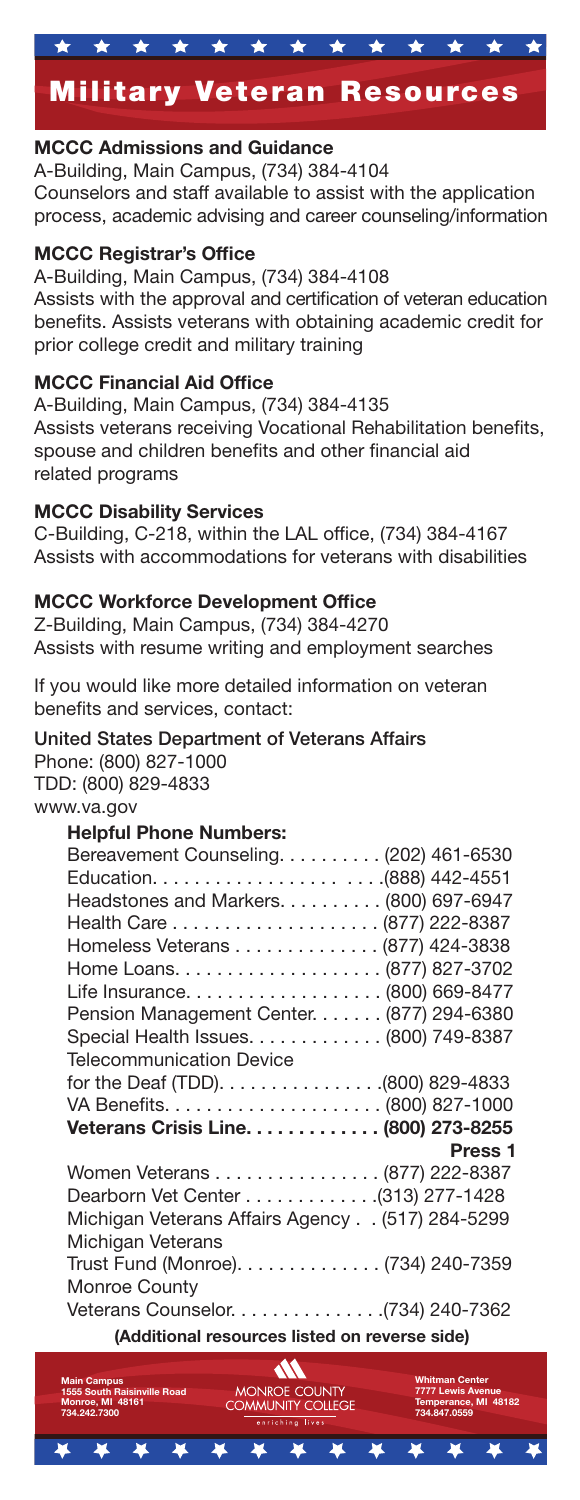# Military Veteran Resources

**MCCC Admissions and Guidance**
A-Building, Main Campus, (734) 384-4104
Counselors and staff available to assist with the application process, academic advising and career counseling/information

**MCCC Registrar's Office**
A-Building, Main Campus, (734) 384-4108
Assists with the approval and certification of veteran education benefits. Assists veterans with obtaining academic credit for prior college credit and military training

**MCCC Financial Aid Office**
A-Building, Main Campus, (734) 384-4135
Assists veterans receiving Vocational Rehabilitation benefits, spouse and children benefits and other financial aid related programs

**MCCC Disability Services**
C-Building, C-218, within the LAL office, (734) 384-4167
Assists with accommodations for veterans with disabilities

**MCCC Workforce Development Office**
Z-Building, Main Campus, (734) 384-4270
Assists with resume writing and employment searches

If you would like more detailed information on veteran benefits and services, contact:

**United States Department of Veterans Affairs**
Phone: (800) 827-1000
TDD: (800) 829-4833
www.va.gov

**Helpful Phone Numbers:**

Bereavement Counseling. . . . . . . . . . (202) 461-6530
Education. . . . . . . . . . . . . . . . . . . . . . (888) 442-4551
Headstones and Markers. . . . . . . . . . (800) 697-6947
Health Care . . . . . . . . . . . . . . . . . . . . (877) 222-8387
Homeless Veterans . . . . . . . . . . . . . . (877) 424-3838
Home Loans. . . . . . . . . . . . . . . . . . . . (877) 827-3702
Life Insurance. . . . . . . . . . . . . . . . . . . (800) 669-8477
Pension Management Center. . . . . . . (877) 294-6380
Special Health Issues. . . . . . . . . . . . . (800) 749-8387
Telecommunication Device for the Deaf (TDD). . . . . . . . . . . . . . . .(800) 829-4833
VA Benefits. . . . . . . . . . . . . . . . . . . . . (800) 827-1000
**Veterans Crisis Line. . . . . . . . . . . . . (800) 273-8255 Press 1**
Women Veterans . . . . . . . . . . . . . . . . (877) 222-8387
Dearborn Vet Center . . . . . . . . . . . . .(313) 277-1428
Michigan Veterans Affairs Agency . . (517) 284-5299
Michigan Veterans Trust Fund (Monroe). . . . . . . . . . . . . (734) 240-7359
Monroe County Veterans Counselor. . . . . . . . . . . . . . .(734) 240-7362

**(Additional resources listed on reverse side)**

**Main Campus**
**1555 South Raisinville Road**
**Monroe, MI 48161**
**734.242.7300**

MONROE COUNTY COMMUNITY COLLEGE
enriching lives

**Whitman Center**
**7777 Lewis Avenue**
**Temperance, MI 48182**
**734.847.0559**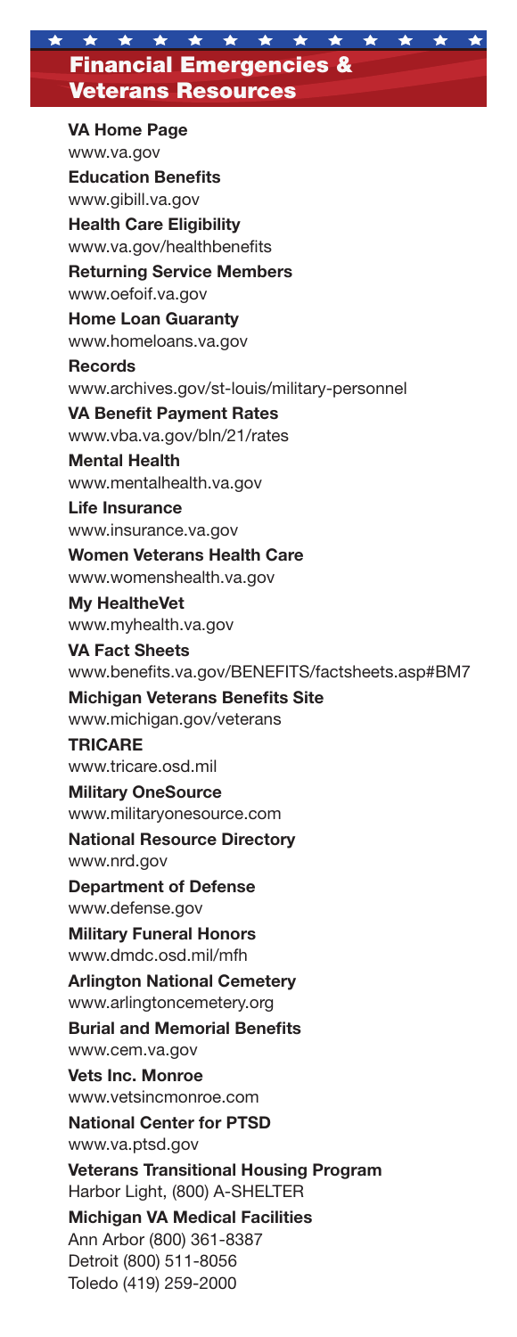# Financial Emergencies & Veterans Resources

**VA Home Page**
www.va.gov

**Education Benefits**
www.gibill.va.gov

**Health Care Eligibility**
www.va.gov/healthbenefits

**Returning Service Members**
www.oefoif.va.gov

**Home Loan Guaranty**
www.homeloans.va.gov

**Records**
www.archives.gov/st-louis/military-personnel

**VA Benefit Payment Rates**
www.vba.va.gov/bln/21/rates

**Mental Health**
www.mentalhealth.va.gov

**Life Insurance**
www.insurance.va.gov

**Women Veterans Health Care**
www.womenshealth.va.gov

**My HealtheVet**
www.myhealth.va.gov

**VA Fact Sheets**
www.benefits.va.gov/BENEFITS/factsheets.asp#BM7

**Michigan Veterans Benefits Site**
www.michigan.gov/veterans

**TRICARE**
www.tricare.osd.mil

**Military OneSource**
www.militaryonesource.com

**National Resource Directory**
www.nrd.gov

**Department of Defense**
www.defense.gov

**Military Funeral Honors**
www.dmdc.osd.mil/mfh

**Arlington National Cemetery**
www.arlingtoncemetery.org

**Burial and Memorial Benefits**
www.cem.va.gov

**Vets Inc. Monroe**
www.vetsincmonroe.com

**National Center for PTSD**
www.va.ptsd.gov

**Veterans Transitional Housing Program**
Harbor Light, (800) A-SHELTER

**Michigan VA Medical Facilities**
Ann Arbor (800) 361-8387
Detroit (800) 511-8056
Toledo (419) 259-2000